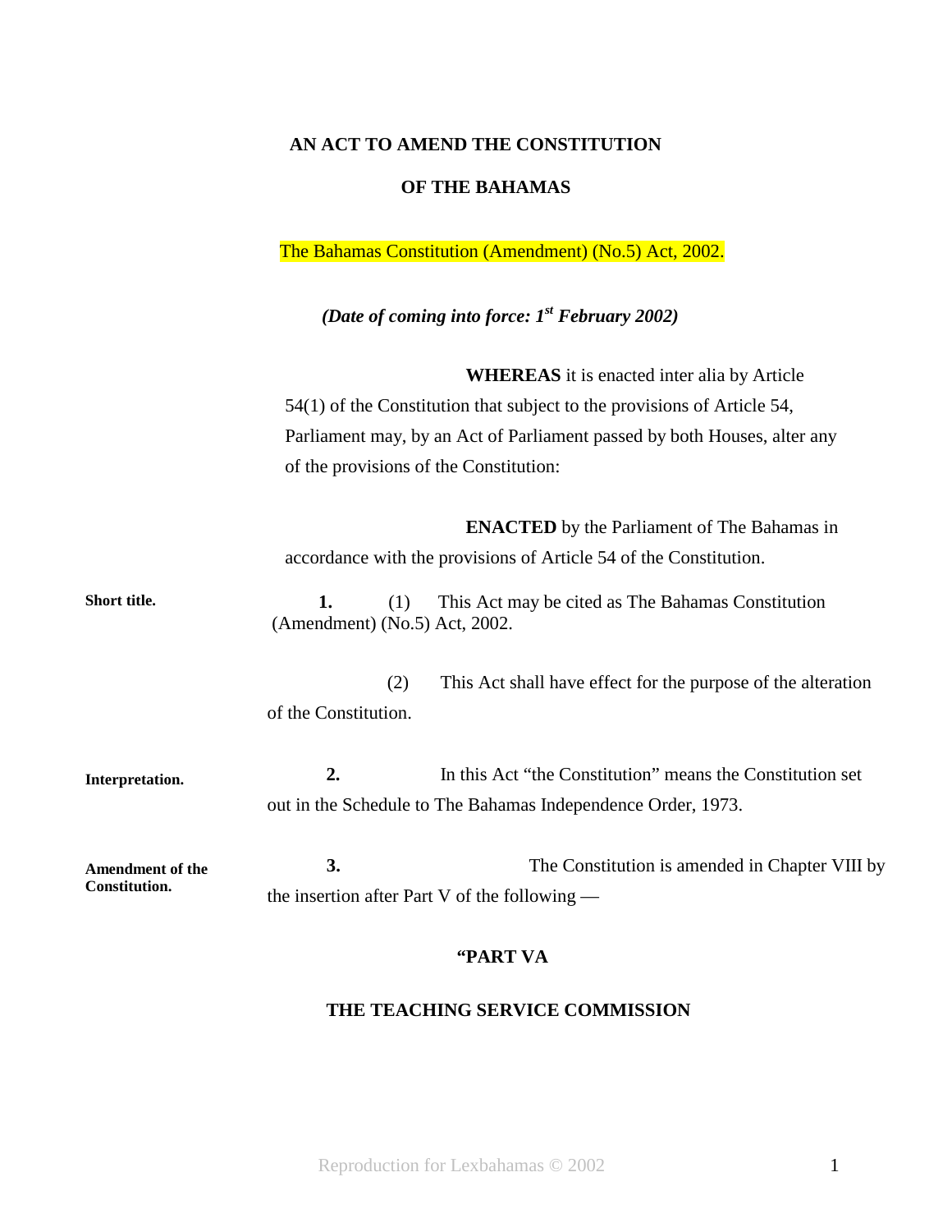# AN ACT TO AMEND THE CONSTITUTION

# OF THE BAHAMAS

The Bahamas Constitution (Amendment) (No.5) Act, 2002.

***(Date of coming into force: 1st February 2002)***

**WHEREAS** it is enacted inter alia by Article 54(1) of the Constitution that subject to the provisions of Article 54, Parliament may, by an Act of Parliament passed by both Houses, alter any of the provisions of the Constitution:

**ENACTED** by the Parliament of The Bahamas in accordance with the provisions of Article 54 of the Constitution.

**Short title.**

**1.** (1) This Act may be cited as The Bahamas Constitution (Amendment) (No.5) Act, 2002.

(2) This Act shall have effect for the purpose of the alteration of the Constitution.

**Interpretation.**

**2.** In this Act "the Constitution" means the Constitution set out in the Schedule to The Bahamas Independence Order, 1973.

**Amendment of the Constitution.**

**3.** The Constitution is amended in Chapter VIII by the insertion after Part V of the following —

**"PART VA**

**THE TEACHING SERVICE COMMISSION**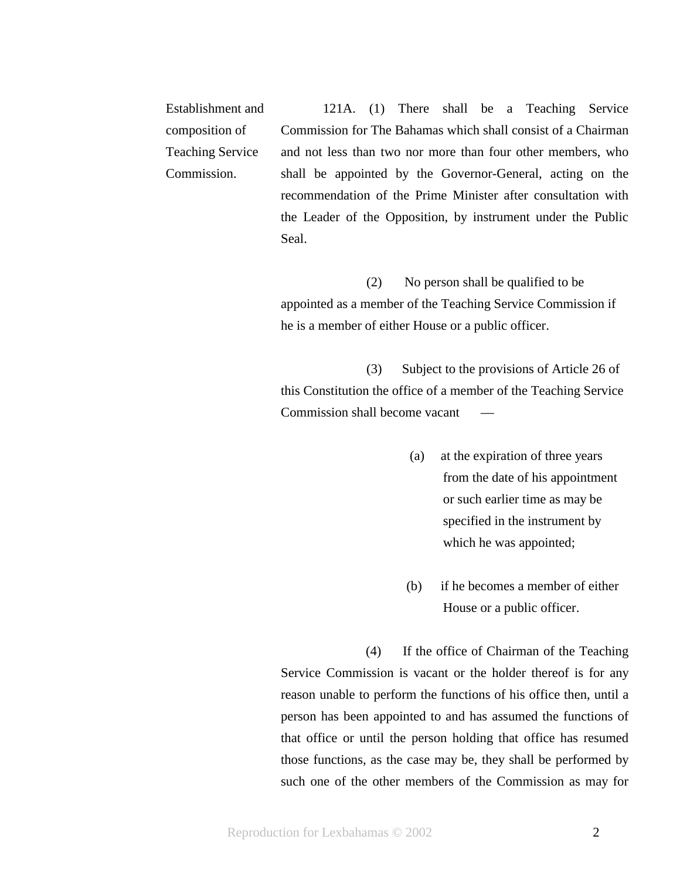**Establishment and composition of Teaching Service Commission.**

121A. (1) There shall be a Teaching Service Commission for The Bahamas which shall consist of a Chairman and not less than two nor more than four other members, who shall be appointed by the Governor-General, acting on the recommendation of the Prime Minister after consultation with the Leader of the Opposition, by instrument under the Public Seal.

(2) No person shall be qualified to be appointed as a member of the Teaching Service Commission if he is a member of either House or a public officer.

(3) Subject to the provisions of Article 26 of this Constitution the office of a member of the Teaching Service Commission shall become vacant —

(a) at the expiration of three years from the date of his appointment or such earlier time as may be specified in the instrument by which he was appointed;

(b) if he becomes a member of either House or a public officer.

(4) If the office of Chairman of the Teaching Service Commission is vacant or the holder thereof is for any reason unable to perform the functions of his office then, until a person has been appointed to and has assumed the functions of that office or until the person holding that office has resumed those functions, as the case may be, they shall be performed by such one of the other members of the Commission as may for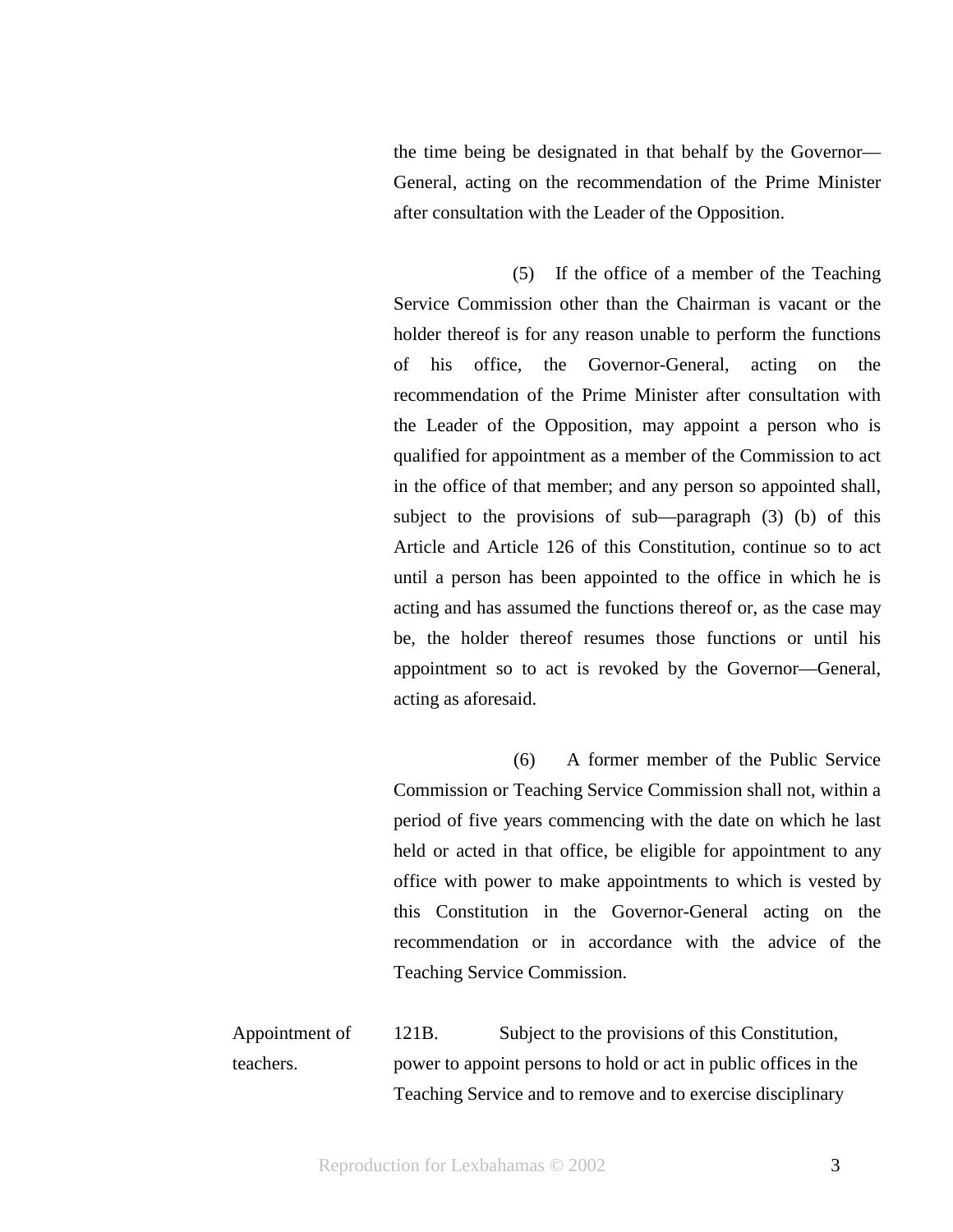the time being be designated in that behalf by the Governor—General, acting on the recommendation of the Prime Minister after consultation with the Leader of the Opposition.

(5) If the office of a member of the Teaching Service Commission other than the Chairman is vacant or the holder thereof is for any reason unable to perform the functions of his office, the Governor-General, acting on the recommendation of the Prime Minister after consultation with the Leader of the Opposition, may appoint a person who is qualified for appointment as a member of the Commission to act in the office of that member; and any person so appointed shall, subject to the provisions of sub—paragraph (3) (b) of this Article and Article 126 of this Constitution, continue so to act until a person has been appointed to the office in which he is acting and has assumed the functions thereof or, as the case may be, the holder thereof resumes those functions or until his appointment so to act is revoked by the Governor—General, acting as aforesaid.

(6) A former member of the Public Service Commission or Teaching Service Commission shall not, within a period of five years commencing with the date on which he last held or acted in that office, be eligible for appointment to any office with power to make appointments to which is vested by this Constitution in the Governor-General acting on the recommendation or in accordance with the advice of the Teaching Service Commission.

Appointment of teachers.

121B. Subject to the provisions of this Constitution, power to appoint persons to hold or act in public offices in the Teaching Service and to remove and to exercise disciplinary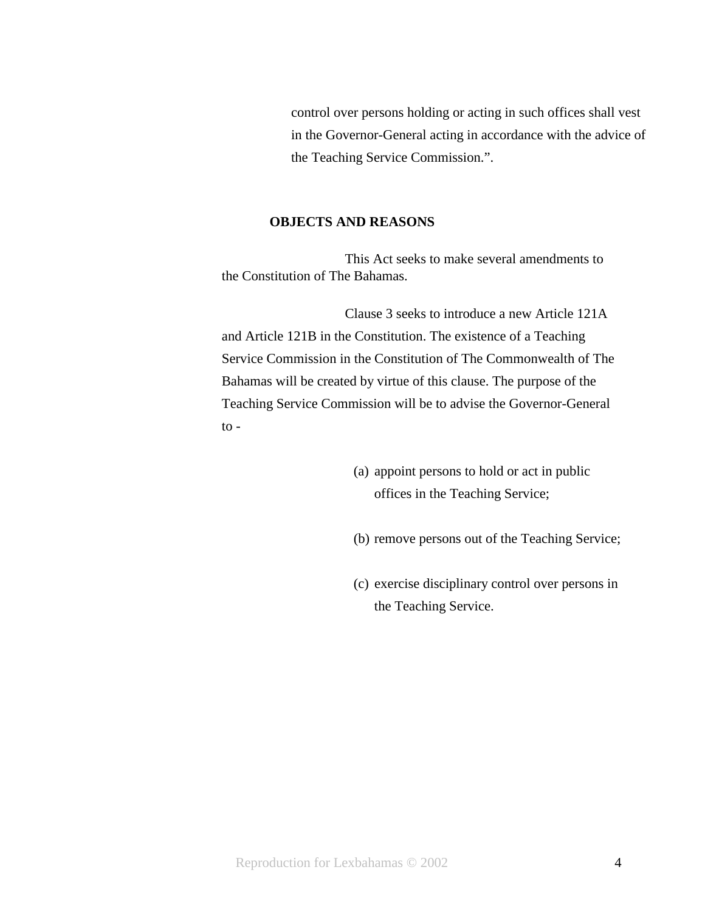control over persons holding or acting in such offices shall vest in the Governor-General acting in accordance with the advice of the Teaching Service Commission.”.

## OBJECTS AND REASONS

This Act seeks to make several amendments to the Constitution of The Bahamas.

Clause 3 seeks to introduce a new Article 121A and Article 121B in the Constitution. The existence of a Teaching Service Commission in the Constitution of The Commonwealth of The Bahamas will be created by virtue of this clause. The purpose of the Teaching Service Commission will be to advise the Governor-General to -

(a) appoint persons to hold or act in public offices in the Teaching Service;

(b) remove persons out of the Teaching Service;

(c) exercise disciplinary control over persons in the Teaching Service.